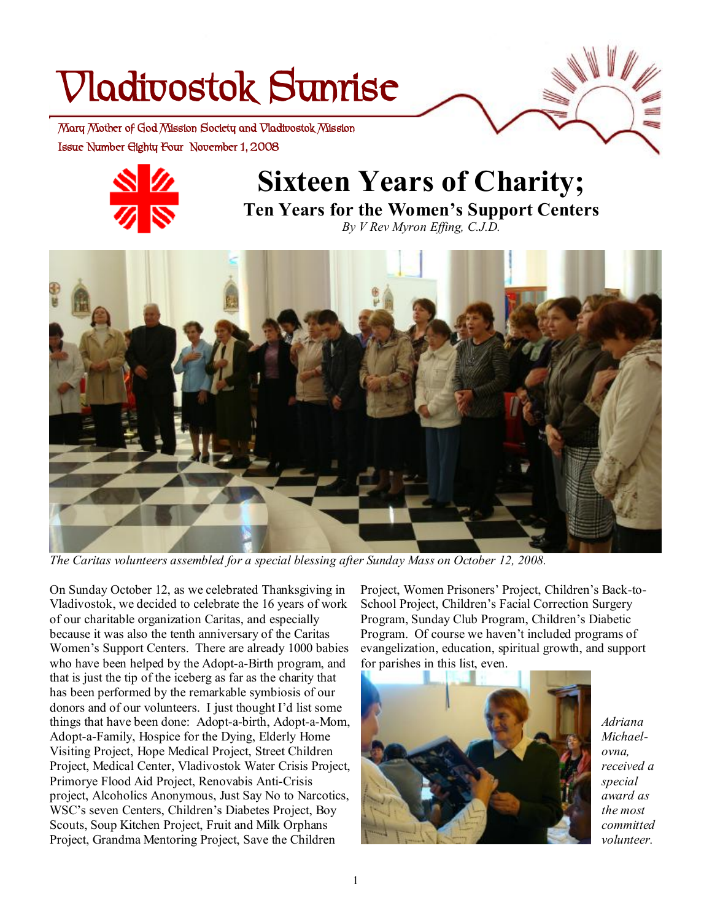# Vladivostok Sunrise

Mary Mother of God Mission Society and Vladivostok Mission

Issue Number Eighty Four November 1, 2008

## Sixteen Years of Charity;

### Ten Years for the Women's Support Centers

*By V Rev Myron Effing, C.J.D.*

*The Caritas volunteers assembled for a special blessing after Sunday Mass on October 12, 2008.*

On Sunday October 12, as we celebrated Thanksgiving in Vladivostok, we decided to celebrate the 16 years of work of our charitable organization Caritas, and especially because it was also the tenth anniversary of the Caritas Women's Support Centers. There are already 1000 babies who have been helped by the Adopt-a-Birth program, and that is just the tip of the iceberg as far as the charity that has been performed by the remarkable symbiosis of our donors and of our volunteers. I just thought I'd list some things that have been done: Adopt-a-birth, Adopt-a-Mom, Adopt-a-Family, Hospice for the Dying, Elderly Home Visiting Project, Hope Medical Project, Street Children Project, Medical Center, Vladivostok Water Crisis Project, Primorye Flood Aid Project, Renovabis Anti-Crisis project, Alcoholics Anonymous, Just Say No to Narcotics, WSC's seven Centers, Children's Diabetes Project, Boy Scouts, Soup Kitchen Project, Fruit and Milk Orphans Project, Grandma Mentoring Project, Save the Children Project, Women Prisoners' Project, Children's Back-to-School Project, Children's Facial Correction Surgery Program, Sunday Club Program, Children's Diabetic Program. Of course we haven't included programs of evangelization, education, spiritual growth, and support for parishes in this list, even.

*Adriana Michael-ovna, received a special award as the most committed volunteer.*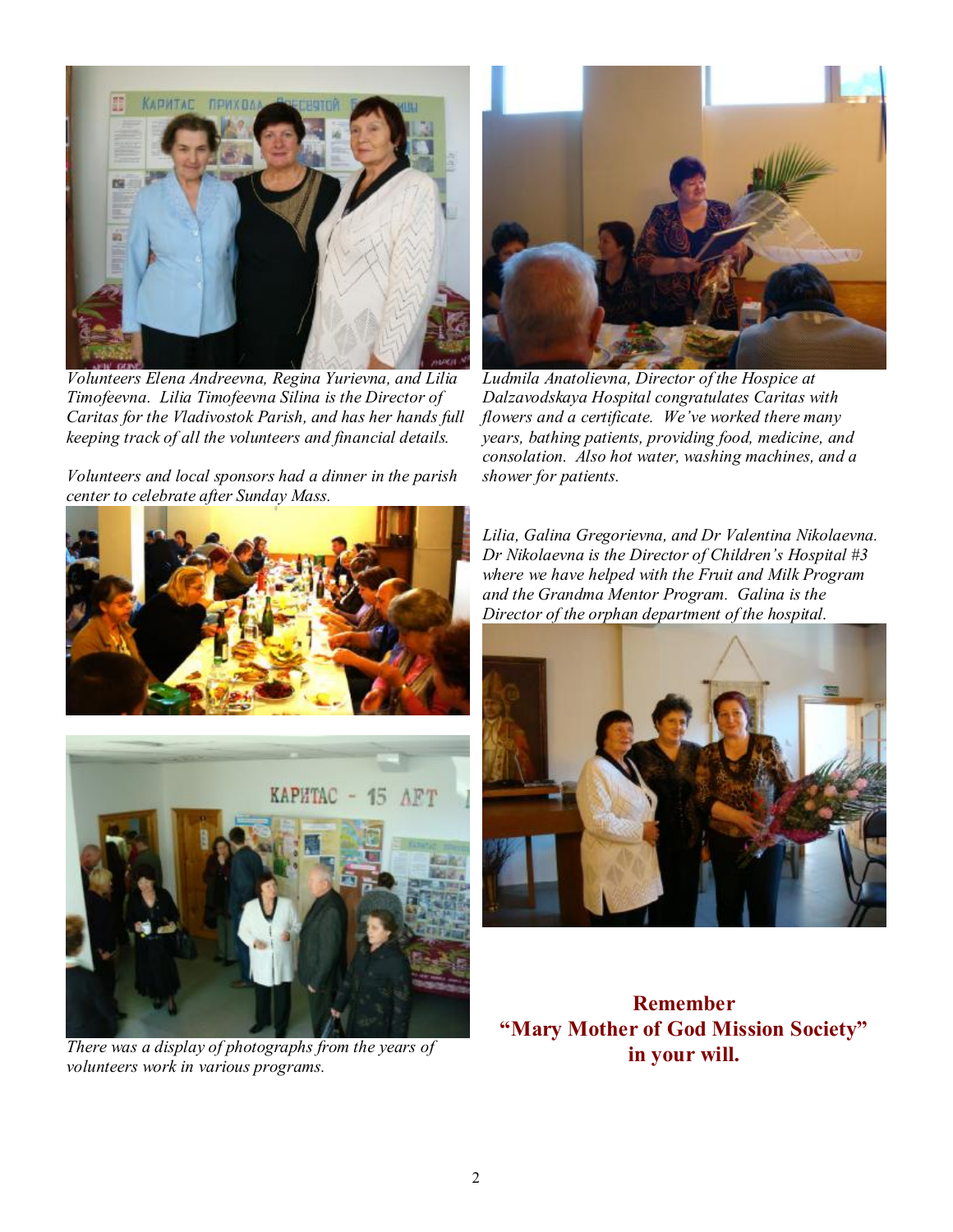*Volunteers Elena Andreevna, Regina Yurievna, and Lilia Timofeevna. Lilia Timofeevna Silina is the Director of Caritas for the Vladivostok Parish, and has her hands full keeping track of all the volunteers and financial details.*

*Volunteers and local sponsors had a dinner in the parish center to celebrate after Sunday Mass.*

*There was a display of photographs from the years of volunteers work in various programs.*

*Ludmila Anatolievna, Director of the Hospice at Dalzavodskaya Hospital congratulates Caritas with flowers and a certificate. We've worked there many years, bathing patients, providing food, medicine, and consolation. Also hot water, washing machines, and a shower for patients.*

*Lilia, Galina Gregorievna, and Dr Valentina Nikolaevna. Dr Nikolaevna is the Director of Children's Hospital #3 where we have helped with the Fruit and Milk Program and the Grandma Mentor Program. Galina is the Director of the orphan department of the hospital.*

**Remember "Mary Mother of God Mission Society" in your will.**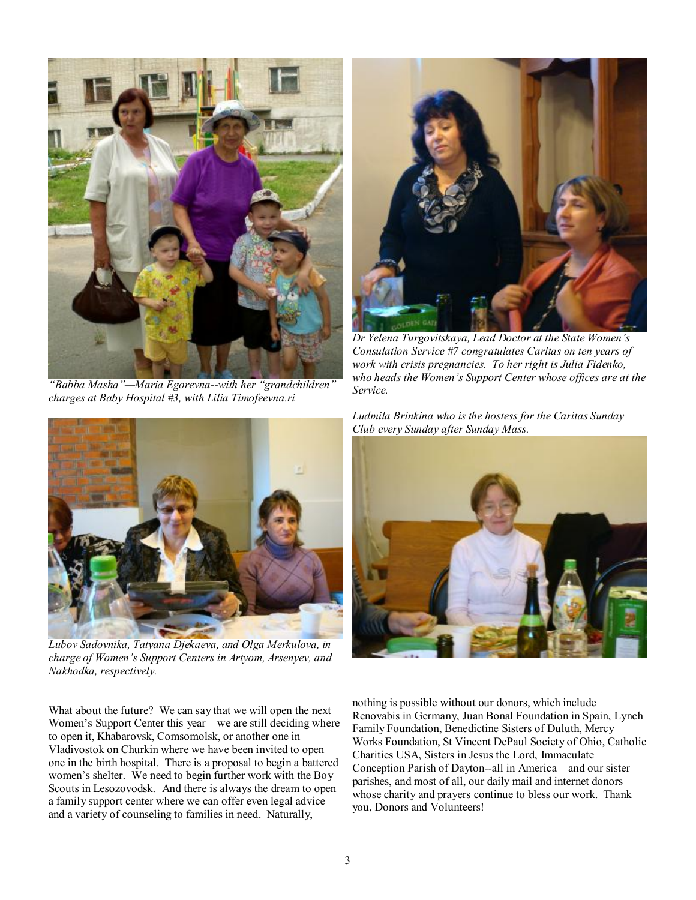*"Babba Masha"—Maria Egorevna--with her "grandchildren" charges at Baby Hospital #3, with Lilia Timofeevna.ri*

*Dr Yelena Turgovitskaya, Lead Doctor at the State Women's Consulation Service #7 congratulates Caritas on ten years of work with crisis pregnancies. To her right is Julia Fidenko, who heads the Women's Support Center whose offices are at the Service.*

*Lubov Sadovnika, Tatyana Djekaeva, and Olga Merkulova, in charge of Women's Support Centers in Artyom, Arsenyev, and Nakhodka, respectively.*

*Ludmila Brinkina who is the hostess for the Caritas Sunday Club every Sunday after Sunday Mass.*

What about the future? We can say that we will open the next Women's Support Center this year—we are still deciding where to open it, Khabarovsk, Comsomolsk, or another one in Vladivostok on Churkin where we have been invited to open one in the birth hospital. There is a proposal to begin a battered women's shelter. We need to begin further work with the Boy Scouts in Lesozovodsk. And there is always the dream to open a family support center where we can offer even legal advice and a variety of counseling to families in need. Naturally, nothing is possible without our donors, which include Renovabis in Germany, Juan Bonal Foundation in Spain, Lynch Family Foundation, Benedictine Sisters of Duluth, Mercy Works Foundation, St Vincent DePaul Society of Ohio, Catholic Charities USA, Sisters in Jesus the Lord, Immaculate Conception Parish of Dayton--all in America—and our sister parishes, and most of all, our daily mail and internet donors whose charity and prayers continue to bless our work. Thank you, Donors and Volunteers!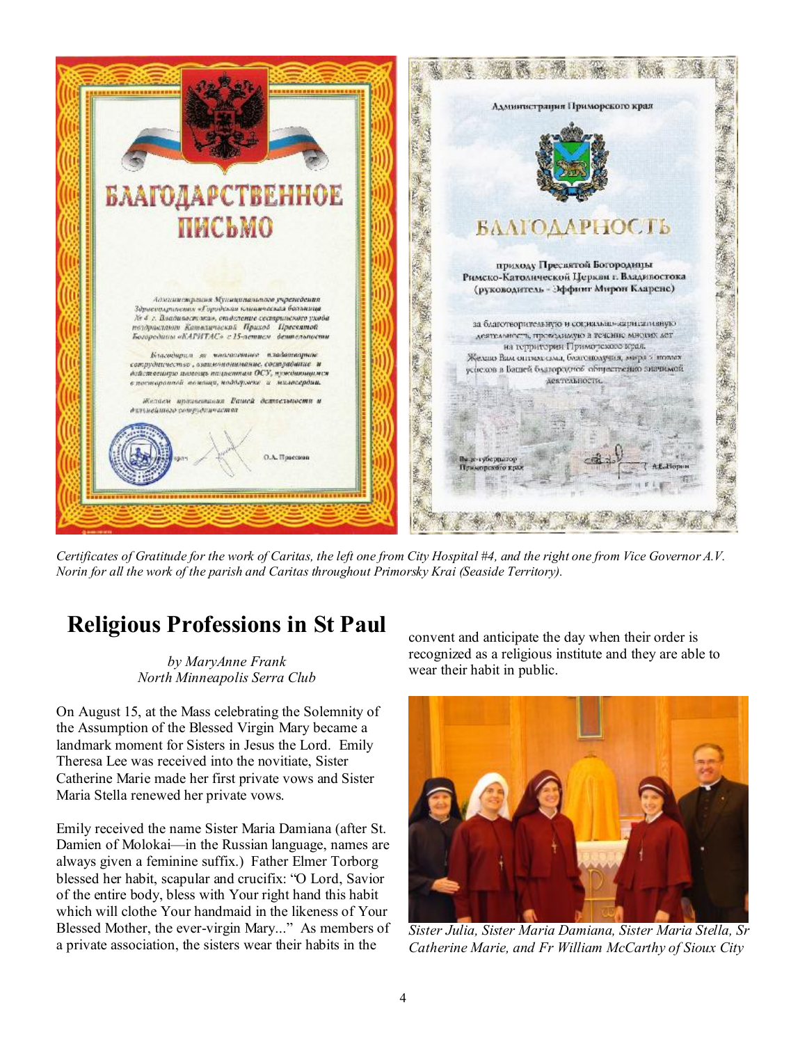*Certificates of Gratitude for the work of Caritas, the left one from City Hospital #4, and the right one from Vice Governor A.V. Norin for all the work of the parish and Caritas throughout Primorsky Krai (Seaside Territory).*

## Religious Professions in St Paul

*by MaryAnne Frank*
*North Minneapolis Serra Club*

On August 15, at the Mass celebrating the Solemnity of the Assumption of the Blessed Virgin Mary became a landmark moment for Sisters in Jesus the Lord. Emily Theresa Lee was received into the novitiate, Sister Catherine Marie made her first private vows and Sister Maria Stella renewed her private vows.

Emily received the name Sister Maria Damiana (after St. Damien of Molokai—in the Russian language, names are always given a feminine suffix.) Father Elmer Torborg blessed her habit, scapular and crucifix: "O Lord, Savior of the entire body, bless with Your right hand this habit which will clothe Your handmaid in the likeness of Your Blessed Mother, the ever-virgin Mary..." As members of a private association, the sisters wear their habits in the convent and anticipate the day when their order is recognized as a religious institute and they are able to wear their habit in public.

*Sister Julia, Sister Maria Damiana, Sister Maria Stella, Sr Catherine Marie, and Fr William McCarthy of Sioux City*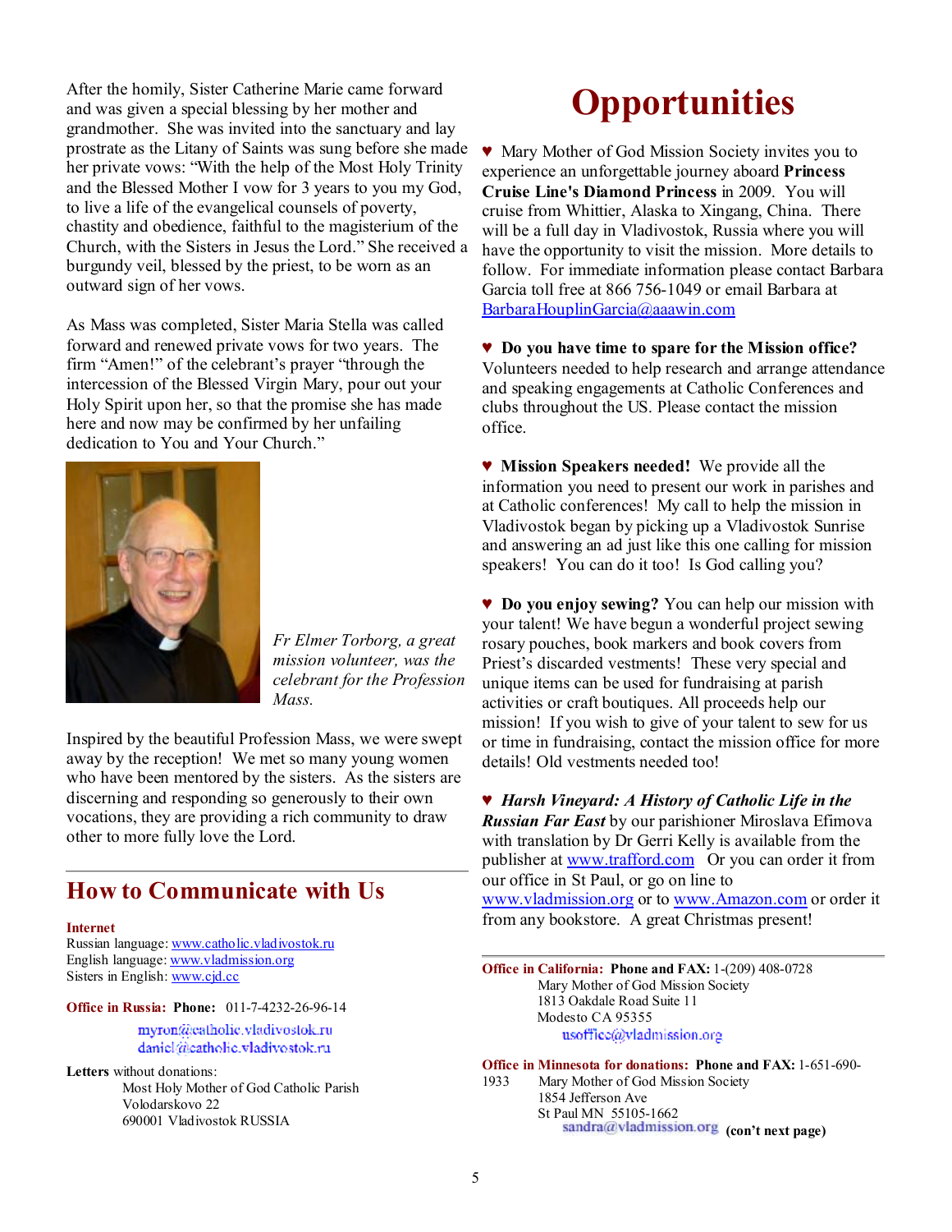After the homily, Sister Catherine Marie came forward and was given a special blessing by her mother and grandmother. She was invited into the sanctuary and lay prostrate as the Litany of Saints was sung before she made her private vows: "With the help of the Most Holy Trinity and the Blessed Mother I vow for 3 years to you my God, to live a life of the evangelical counsels of poverty, chastity and obedience, faithful to the magisterium of the Church, with the Sisters in Jesus the Lord." She received a burgundy veil, blessed by the priest, to be worn as an outward sign of her vows.

As Mass was completed, Sister Maria Stella was called forward and renewed private vows for two years. The firm "Amen!" of the celebrant's prayer "through the intercession of the Blessed Virgin Mary, pour out your Holy Spirit upon her, so that the promise she has made here and now may be confirmed by her unfailing dedication to You and Your Church."

*Fr Elmer Torborg, a great mission volunteer, was the celebrant for the Profession Mass.*

Inspired by the beautiful Profession Mass, we were swept away by the reception! We met so many young women who have been mentored by the sisters. As the sisters are discerning and responding so generously to their own vocations, they are providing a rich community to draw other to more fully love the Lord.

## How to Communicate with Us

**Internet**
Russian language: www.catholic.vladivostok.ru
English language: www.vladmission.org
Sisters in English: www.cjd.cc

**Office in Russia: Phone:** 011-7-4232-26-96-14

myron@catholic.vladivostok.ru
daniel@catholic.vladivostok.ru

**Letters** without donations:
Most Holy Mother of God Catholic Parish
Volodarskovo 22
690001 Vladivostok RUSSIA

# Opportunities

♥ Mary Mother of God Mission Society invites you to experience an unforgettable journey aboard **Princess Cruise Line's Diamond Princess** in 2009. You will cruise from Whittier, Alaska to Xingang, China. There will be a full day in Vladivostok, Russia where you will have the opportunity to visit the mission. More details to follow. For immediate information please contact Barbara Garcia toll free at 866 756-1049 or email Barbara at BarbaraHouplinGarcia@aaawin.com

♥ **Do you have time to spare for the Mission office?** Volunteers needed to help research and arrange attendance and speaking engagements at Catholic Conferences and clubs throughout the US. Please contact the mission office.

♥ **Mission Speakers needed!** We provide all the information you need to present our work in parishes and at Catholic conferences! My call to help the mission in Vladivostok began by picking up a Vladivostok Sunrise and answering an ad just like this one calling for mission speakers! You can do it too! Is God calling you?

♥ **Do you enjoy sewing?** You can help our mission with your talent! We have begun a wonderful project sewing rosary pouches, book markers and book covers from Priest's discarded vestments! These very special and unique items can be used for fundraising at parish activities or craft boutiques. All proceeds help our mission! If you wish to give of your talent to sew for us or time in fundraising, contact the mission office for more details! Old vestments needed too!

♥ ***Harsh Vineyard: A History of Catholic Life in the Russian Far East*** by our parishioner Miroslava Efimova with translation by Dr Gerri Kelly is available from the publisher at www.trafford.com Or you can order it from our office in St Paul, or go on line to www.vladmission.org or to www.Amazon.com or order it from any bookstore. A great Christmas present!

**Office in California: Phone and FAX:** 1-(209) 408-0728
Mary Mother of God Mission Society
1813 Oakdale Road Suite 11
Modesto CA 95355
usoffice@vladmission.org

**Office in Minnesota for donations: Phone and FAX:** 1-651-690-1933
Mary Mother of God Mission Society
1854 Jefferson Ave
St Paul MN 55105-1662
sandra@vladmission.org **(con't next page)**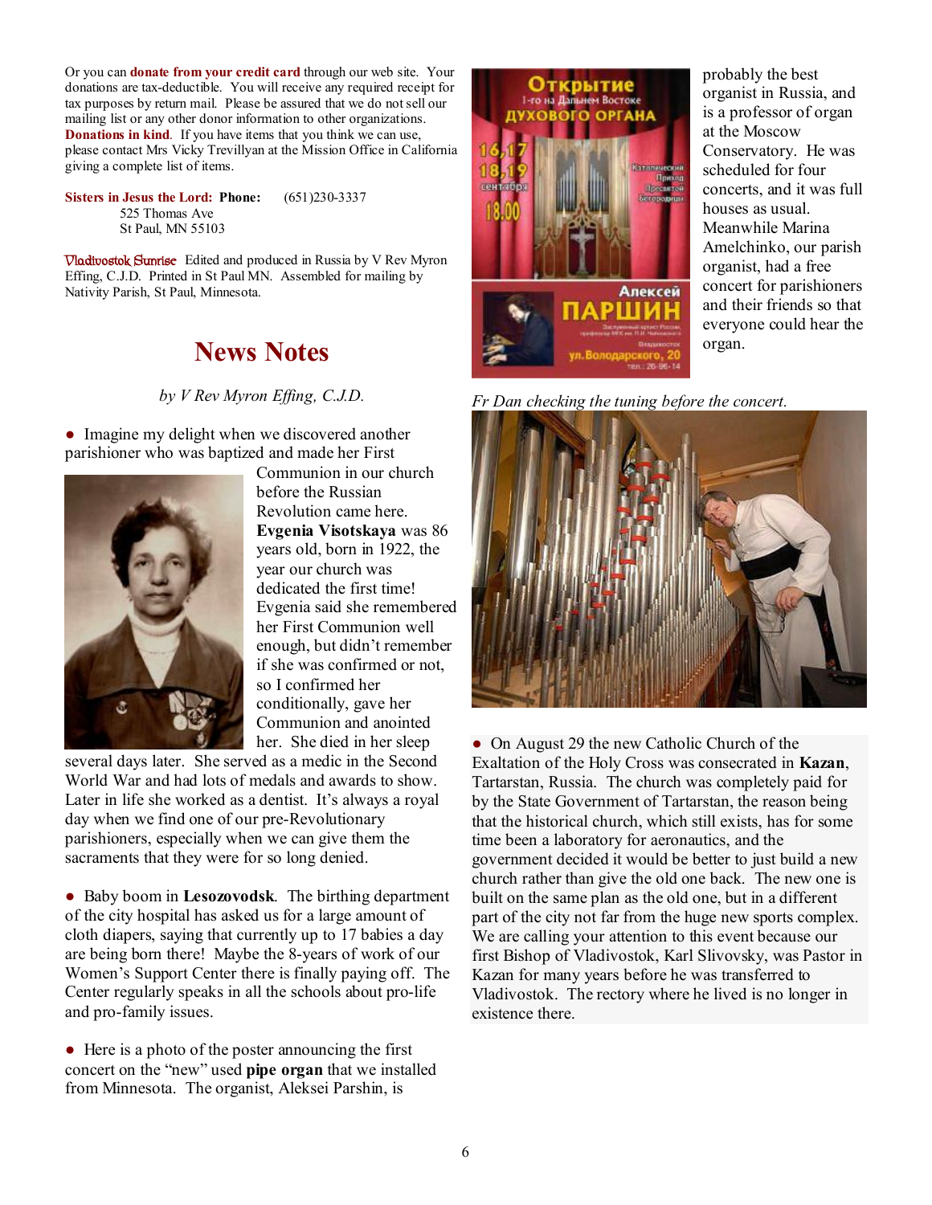Or you can **donate from your credit card** through our web site. Your donations are tax-deductible. You will receive any required receipt for tax purposes by return mail. Please be assured that we do not sell our mailing list or any other donor information to other organizations. **Donations in kind**. If you have items that you think we can use, please contact Mrs Vicky Trevillyan at the Mission Office in California giving a complete list of items.

**Sisters in Jesus the Lord: Phone:** (651)230-3337
525 Thomas Ave
St Paul, MN 55103

Vladivostok Sunrise Edited and produced in Russia by V Rev Myron Effing, C.J.D. Printed in St Paul MN. Assembled for mailing by Nativity Parish, St Paul, Minnesota.

# News Notes

*by V Rev Myron Effing, C.J.D.*

- Imagine my delight when we discovered another parishioner who was baptized and made her First Communion in our church before the Russian Revolution came here. **Evgenia Visotskaya** was 86 years old, born in 1922, the year our church was dedicated the first time! Evgenia said she remembered her First Communion well enough, but didn't remember if she was confirmed or not, so I confirmed her conditionally, gave her Communion and anointed her. She died in her sleep several days later. She served as a medic in the Second World War and had lots of medals and awards to show. Later in life she worked as a dentist. It's always a royal day when we find one of our pre-Revolutionary parishioners, especially when we can give them the sacraments that they were for so long denied.

- Baby boom in **Lesozovodsk**. The birthing department of the city hospital has asked us for a large amount of cloth diapers, saying that currently up to 17 babies a day are being born there! Maybe the 8-years of work of our Women's Support Center there is finally paying off. The Center regularly speaks in all the schools about pro-life and pro-family issues.

- Here is a photo of the poster announcing the first concert on the "new" used **pipe organ** that we installed from Minnesota. The organist, Aleksei Parshin, is probably the best organist in Russia, and is a professor of organ at the Moscow Conservatory. He was scheduled for four concerts, and it was full houses as usual. Meanwhile Marina Amelchinko, our parish organist, had a free concert for parishioners and their friends so that everyone could hear the organ.

*Fr Dan checking the tuning before the concert.*

- On August 29 the new Catholic Church of the Exaltation of the Holy Cross was consecrated in **Kazan**, Tartarstan, Russia. The church was completely paid for by the State Government of Tartarstan, the reason being that the historical church, which still exists, has for some time been a laboratory for aeronautics, and the government decided it would be better to just build a new church rather than give the old one back. The new one is built on the same plan as the old one, but in a different part of the city not far from the huge new sports complex. We are calling your attention to this event because our first Bishop of Vladivostok, Karl Slivovsky, was Pastor in Kazan for many years before he was transferred to Vladivostok. The rectory where he lived is no longer in existence there.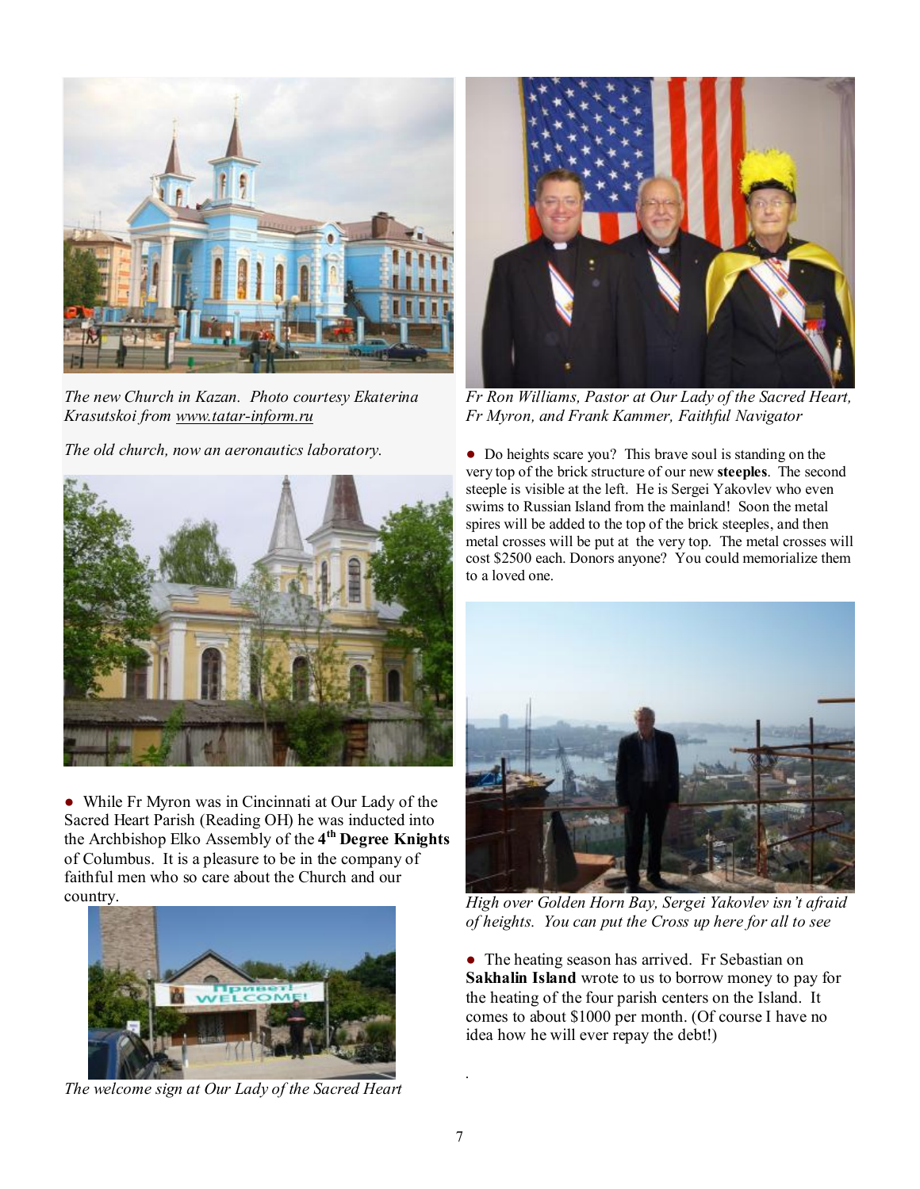*The new Church in Kazan. Photo courtesy Ekaterina Krasutskoi from www.tatar-inform.ru*

*The old church, now an aeronautics laboratory.*

- While Fr Myron was in Cincinnati at Our Lady of the Sacred Heart Parish (Reading OH) he was inducted into the Archbishop Elko Assembly of the **4th Degree Knights** of Columbus. It is a pleasure to be in the company of faithful men who so care about the Church and our country.

*The welcome sign at Our Lady of the Sacred Heart*

*Fr Ron Williams, Pastor at Our Lady of the Sacred Heart, Fr Myron, and Frank Kammer, Faithful Navigator*

- Do heights scare you? This brave soul is standing on the very top of the brick structure of our new **steeples**. The second steeple is visible at the left. He is Sergei Yakovlev who even swims to Russian Island from the mainland! Soon the metal spires will be added to the top of the brick steeples, and then metal crosses will be put at the very top. The metal crosses will cost $2500 each. Donors anyone? You could memorialize them to a loved one.

*High over Golden Horn Bay, Sergei Yakovlev isn't afraid of heights. You can put the Cross up here for all to see*

- The heating season has arrived. Fr Sebastian on **Sakhalin Island** wrote to us to borrow money to pay for the heating of the four parish centers on the Island. It comes to about $1000 per month. (Of course I have no idea how he will ever repay the debt!)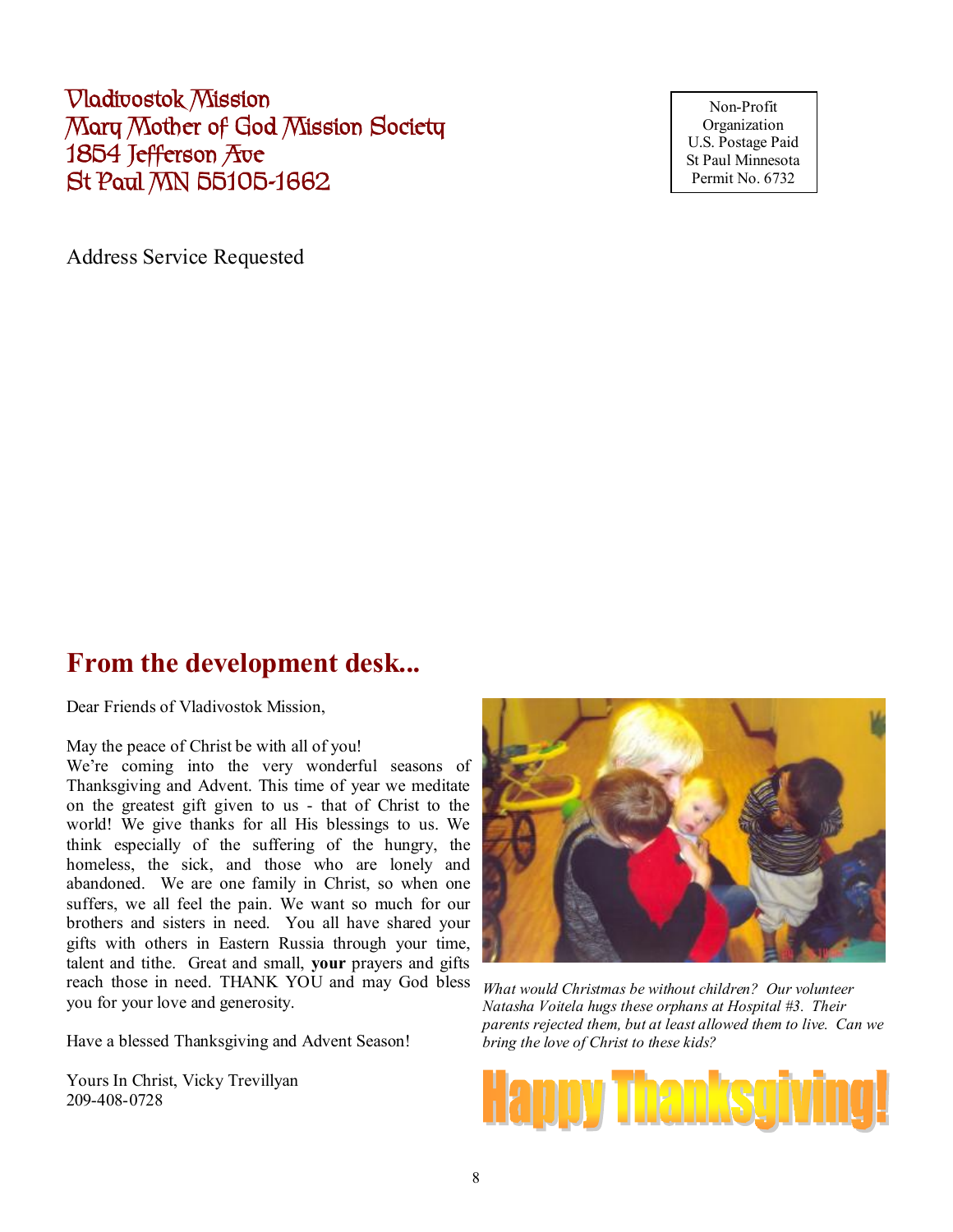Vladivostok Mission
Mary Mother of God Mission Society
1854 Jefferson Ave
St Paul MN 55105-1662

Non-Profit
Organization
U.S. Postage Paid
St Paul Minnesota
Permit No. 6732

Address Service Requested

## From the development desk...

Dear Friends of Vladivostok Mission,

May the peace of Christ be with all of you!
We're coming into the very wonderful seasons of Thanksgiving and Advent. This time of year we meditate on the greatest gift given to us - that of Christ to the world! We give thanks for all His blessings to us. We think especially of the suffering of the hungry, the homeless, the sick, and those who are lonely and abandoned. We are one family in Christ, so when one suffers, we all feel the pain. We want so much for our brothers and sisters in need. You all have shared your gifts with others in Eastern Russia through your time, talent and tithe. Great and small, **your** prayers and gifts reach those in need. THANK YOU and may God bless you for your love and generosity.

Have a blessed Thanksgiving and Advent Season!

Yours In Christ, Vicky Trevillyan
209-408-0728

*What would Christmas be without children? Our volunteer Natasha Voitela hugs these orphans at Hospital #3. Their parents rejected them, but at least allowed them to live. Can we bring the love of Christ to these kids?*

Happy Thanksgiving!